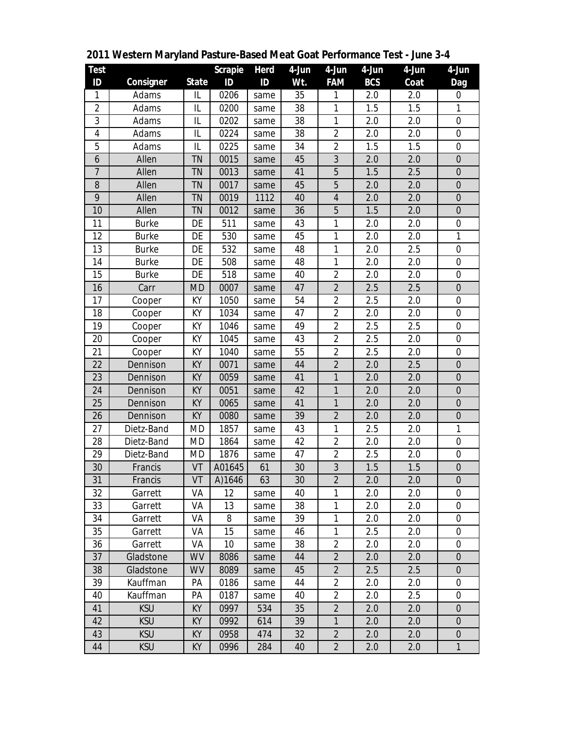## 2011 Western Maryland Pasture-Based Meat Goat Performance Test - June 3-4

| Test ID | Consigner | State | Scrapie ID | Herd ID | 4-Jun Wt. | 4-Jun FAM | 4-Jun BCS | 4-Jun Coat | 4-Jun Dag |
|---|---|---|---|---|---|---|---|---|---|
| 1 | Adams | IL | 0206 | same | 35 | 1 | 2.0 | 2.0 | 0 |
| 2 | Adams | IL | 0200 | same | 38 | 1 | 1.5 | 1.5 | 1 |
| 3 | Adams | IL | 0202 | same | 38 | 1 | 2.0 | 2.0 | 0 |
| 4 | Adams | IL | 0224 | same | 38 | 2 | 2.0 | 2.0 | 0 |
| 5 | Adams | IL | 0225 | same | 34 | 2 | 1.5 | 1.5 | 0 |
| 6 | Allen | TN | 0015 | same | 45 | 3 | 2.0 | 2.0 | 0 |
| 7 | Allen | TN | 0013 | same | 41 | 5 | 1.5 | 2.5 | 0 |
| 8 | Allen | TN | 0017 | same | 45 | 5 | 2.0 | 2.0 | 0 |
| 9 | Allen | TN | 0019 | 1112 | 40 | 4 | 2.0 | 2.0 | 0 |
| 10 | Allen | TN | 0012 | same | 36 | 5 | 1.5 | 2.0 | 0 |
| 11 | Burke | DE | 511 | same | 43 | 1 | 2.0 | 2.0 | 0 |
| 12 | Burke | DE | 530 | same | 45 | 1 | 2.0 | 2.0 | 1 |
| 13 | Burke | DE | 532 | same | 48 | 1 | 2.0 | 2.5 | 0 |
| 14 | Burke | DE | 508 | same | 48 | 1 | 2.0 | 2.0 | 0 |
| 15 | Burke | DE | 518 | same | 40 | 2 | 2.0 | 2.0 | 0 |
| 16 | Carr | MD | 0007 | same | 47 | 2 | 2.5 | 2.5 | 0 |
| 17 | Cooper | KY | 1050 | same | 54 | 2 | 2.5 | 2.0 | 0 |
| 18 | Cooper | KY | 1034 | same | 47 | 2 | 2.0 | 2.0 | 0 |
| 19 | Cooper | KY | 1046 | same | 49 | 2 | 2.5 | 2.5 | 0 |
| 20 | Cooper | KY | 1045 | same | 43 | 2 | 2.5 | 2.0 | 0 |
| 21 | Cooper | KY | 1040 | same | 55 | 2 | 2.5 | 2.0 | 0 |
| 22 | Dennison | KY | 0071 | same | 44 | 2 | 2.0 | 2.5 | 0 |
| 23 | Dennison | KY | 0059 | same | 41 | 1 | 2.0 | 2.0 | 0 |
| 24 | Dennison | KY | 0051 | same | 42 | 1 | 2.0 | 2.0 | 0 |
| 25 | Dennison | KY | 0065 | same | 41 | 1 | 2.0 | 2.0 | 0 |
| 26 | Dennison | KY | 0080 | same | 39 | 2 | 2.0 | 2.0 | 0 |
| 27 | Dietz-Band | MD | 1857 | same | 43 | 1 | 2.5 | 2.0 | 1 |
| 28 | Dietz-Band | MD | 1864 | same | 42 | 2 | 2.0 | 2.0 | 0 |
| 29 | Dietz-Band | MD | 1876 | same | 47 | 2 | 2.5 | 2.0 | 0 |
| 30 | Francis | VT | A01645 | 61 | 30 | 3 | 1.5 | 1.5 | 0 |
| 31 | Francis | VT | A)1646 | 63 | 30 | 2 | 2.0 | 2.0 | 0 |
| 32 | Garrett | VA | 12 | same | 40 | 1 | 2.0 | 2.0 | 0 |
| 33 | Garrett | VA | 13 | same | 38 | 1 | 2.0 | 2.0 | 0 |
| 34 | Garrett | VA | 8 | same | 39 | 1 | 2.0 | 2.0 | 0 |
| 35 | Garrett | VA | 15 | same | 46 | 1 | 2.5 | 2.0 | 0 |
| 36 | Garrett | VA | 10 | same | 38 | 2 | 2.0 | 2.0 | 0 |
| 37 | Gladstone | WV | 8086 | same | 44 | 2 | 2.0 | 2.0 | 0 |
| 38 | Gladstone | WV | 8089 | same | 45 | 2 | 2.5 | 2.5 | 0 |
| 39 | Kauffman | PA | 0186 | same | 44 | 2 | 2.0 | 2.0 | 0 |
| 40 | Kauffman | PA | 0187 | same | 40 | 2 | 2.0 | 2.5 | 0 |
| 41 | KSU | KY | 0997 | 534 | 35 | 2 | 2.0 | 2.0 | 0 |
| 42 | KSU | KY | 0992 | 614 | 39 | 1 | 2.0 | 2.0 | 0 |
| 43 | KSU | KY | 0958 | 474 | 32 | 2 | 2.0 | 2.0 | 0 |
| 44 | KSU | KY | 0996 | 284 | 40 | 2 | 2.0 | 2.0 | 1 |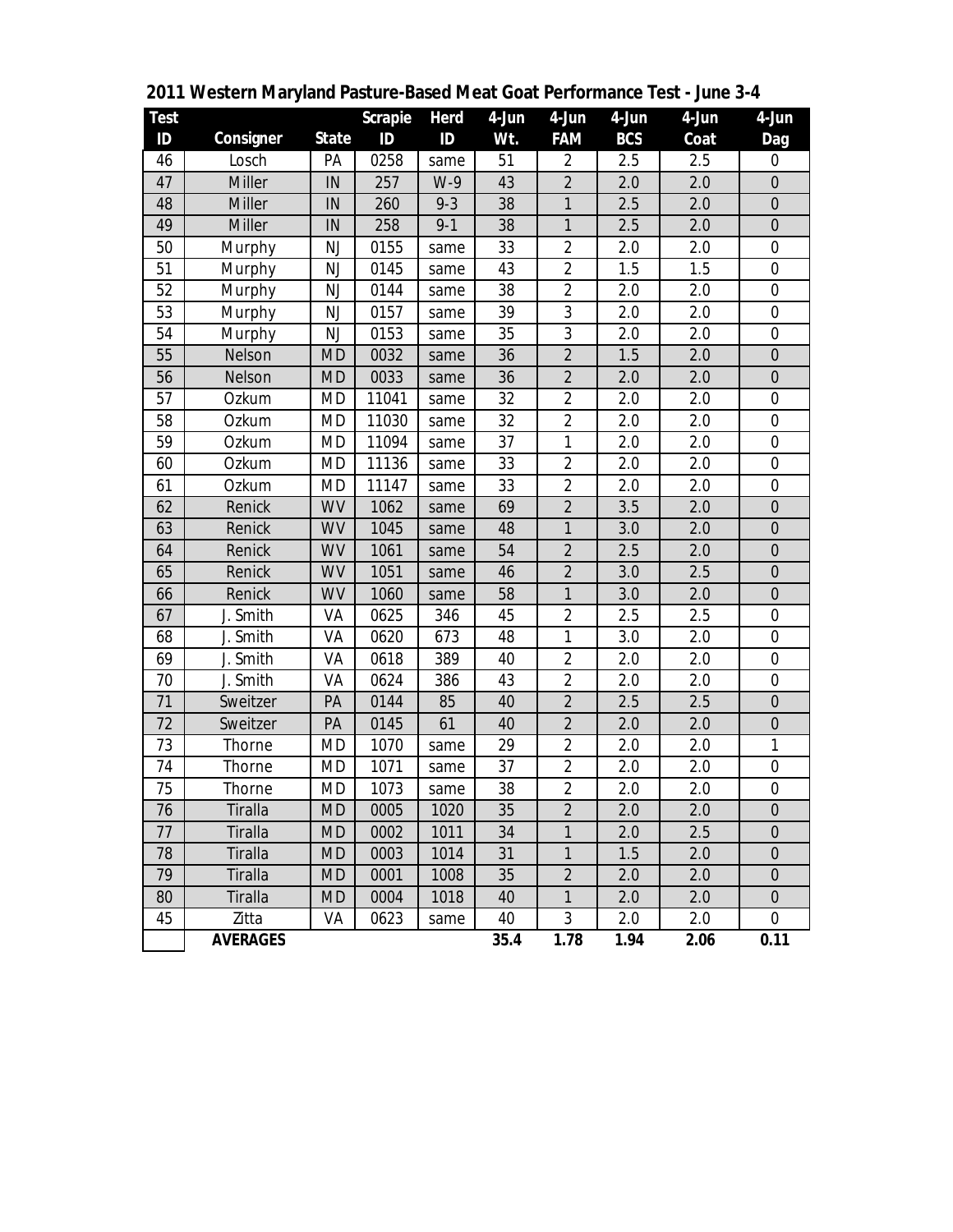## 2011 Western Maryland Pasture-Based Meat Goat Performance Test - June 3-4

| Test ID | Consigner | State | Scrapie ID | Herd ID | 4-Jun Wt. | 4-Jun FAM | 4-Jun BCS | 4-Jun Coat | 4-Jun Dag |
|---|---|---|---|---|---|---|---|---|---|
| 46 | Losch | PA | 0258 | same | 51 | 2 | 2.5 | 2.5 | 0 |
| 47 | Miller | IN | 257 | W-9 | 43 | 2 | 2.0 | 2.0 | 0 |
| 48 | Miller | IN | 260 | 9-3 | 38 | 1 | 2.5 | 2.0 | 0 |
| 49 | Miller | IN | 258 | 9-1 | 38 | 1 | 2.5 | 2.0 | 0 |
| 50 | Murphy | NJ | 0155 | same | 33 | 2 | 2.0 | 2.0 | 0 |
| 51 | Murphy | NJ | 0145 | same | 43 | 2 | 1.5 | 1.5 | 0 |
| 52 | Murphy | NJ | 0144 | same | 38 | 2 | 2.0 | 2.0 | 0 |
| 53 | Murphy | NJ | 0157 | same | 39 | 3 | 2.0 | 2.0 | 0 |
| 54 | Murphy | NJ | 0153 | same | 35 | 3 | 2.0 | 2.0 | 0 |
| 55 | Nelson | MD | 0032 | same | 36 | 2 | 1.5 | 2.0 | 0 |
| 56 | Nelson | MD | 0033 | same | 36 | 2 | 2.0 | 2.0 | 0 |
| 57 | Ozkum | MD | 11041 | same | 32 | 2 | 2.0 | 2.0 | 0 |
| 58 | Ozkum | MD | 11030 | same | 32 | 2 | 2.0 | 2.0 | 0 |
| 59 | Ozkum | MD | 11094 | same | 37 | 1 | 2.0 | 2.0 | 0 |
| 60 | Ozkum | MD | 11136 | same | 33 | 2 | 2.0 | 2.0 | 0 |
| 61 | Ozkum | MD | 11147 | same | 33 | 2 | 2.0 | 2.0 | 0 |
| 62 | Renick | WV | 1062 | same | 69 | 2 | 3.5 | 2.0 | 0 |
| 63 | Renick | WV | 1045 | same | 48 | 1 | 3.0 | 2.0 | 0 |
| 64 | Renick | WV | 1061 | same | 54 | 2 | 2.5 | 2.0 | 0 |
| 65 | Renick | WV | 1051 | same | 46 | 2 | 3.0 | 2.5 | 0 |
| 66 | Renick | WV | 1060 | same | 58 | 1 | 3.0 | 2.0 | 0 |
| 67 | J. Smith | VA | 0625 | 346 | 45 | 2 | 2.5 | 2.5 | 0 |
| 68 | J. Smith | VA | 0620 | 673 | 48 | 1 | 3.0 | 2.0 | 0 |
| 69 | J. Smith | VA | 0618 | 389 | 40 | 2 | 2.0 | 2.0 | 0 |
| 70 | J. Smith | VA | 0624 | 386 | 43 | 2 | 2.0 | 2.0 | 0 |
| 71 | Sweitzer | PA | 0144 | 85 | 40 | 2 | 2.5 | 2.5 | 0 |
| 72 | Sweitzer | PA | 0145 | 61 | 40 | 2 | 2.0 | 2.0 | 0 |
| 73 | Thorne | MD | 1070 | same | 29 | 2 | 2.0 | 2.0 | 1 |
| 74 | Thorne | MD | 1071 | same | 37 | 2 | 2.0 | 2.0 | 0 |
| 75 | Thorne | MD | 1073 | same | 38 | 2 | 2.0 | 2.0 | 0 |
| 76 | Tiralla | MD | 0005 | 1020 | 35 | 2 | 2.0 | 2.0 | 0 |
| 77 | Tiralla | MD | 0002 | 1011 | 34 | 1 | 2.0 | 2.5 | 0 |
| 78 | Tiralla | MD | 0003 | 1014 | 31 | 1 | 1.5 | 2.0 | 0 |
| 79 | Tiralla | MD | 0001 | 1008 | 35 | 2 | 2.0 | 2.0 | 0 |
| 80 | Tiralla | MD | 0004 | 1018 | 40 | 1 | 2.0 | 2.0 | 0 |
| 45 | Zitta | VA | 0623 | same | 40 | 3 | 2.0 | 2.0 | 0 |
| | **AVERAGES** | | | | **35.4** | **1.78** | **1.94** | **2.06** | **0.11** |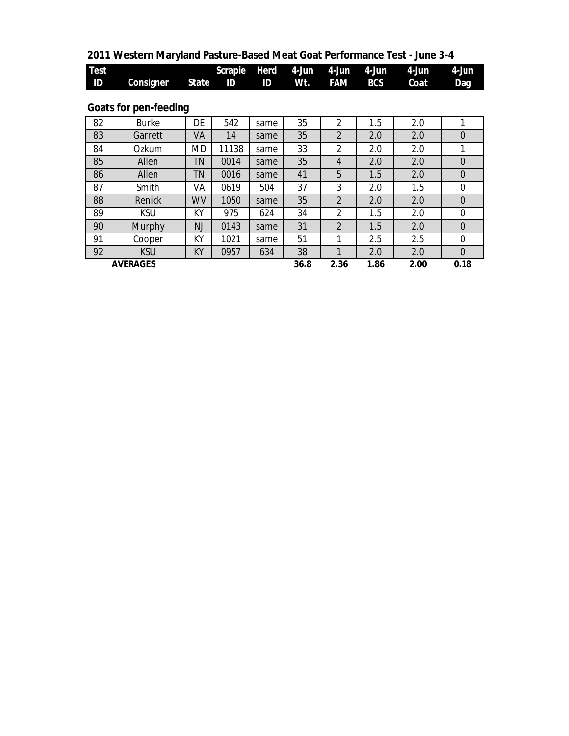## 2011 Western Maryland Pasture-Based Meat Goat Performance Test - June 3-4

| Test ID | Consigner | State | Scrapie ID | Herd ID | 4-Jun Wt. | 4-Jun FAM | 4-Jun BCS | 4-Jun Coat | 4-Jun Dag |
|---|---|---|---|---|---|---|---|---|---|
| **Goats for pen-feeding** | | | | | | | | | |
| 82 | Burke | DE | 542 | same | 35 | 2 | 1.5 | 2.0 | 1 |
| 83 | Garrett | VA | 14 | same | 35 | 2 | 2.0 | 2.0 | 0 |
| 84 | Ozkum | MD | 11138 | same | 33 | 2 | 2.0 | 2.0 | 1 |
| 85 | Allen | TN | 0014 | same | 35 | 4 | 2.0 | 2.0 | 0 |
| 86 | Allen | TN | 0016 | same | 41 | 5 | 1.5 | 2.0 | 0 |
| 87 | Smith | VA | 0619 | 504 | 37 | 3 | 2.0 | 1.5 | 0 |
| 88 | Renick | WV | 1050 | same | 35 | 2 | 2.0 | 2.0 | 0 |
| 89 | KSU | KY | 975 | 624 | 34 | 2 | 1.5 | 2.0 | 0 |
| 90 | Murphy | NJ | 0143 | same | 31 | 2 | 1.5 | 2.0 | 0 |
| 91 | Cooper | KY | 1021 | same | 51 | 1 | 2.5 | 2.5 | 0 |
| 92 | KSU | KY | 0957 | 634 | 38 | 1 | 2.0 | 2.0 | 0 |
| **AVERAGES** | | | | | **36.8** | **2.36** | **1.86** | **2.00** | **0.18** |